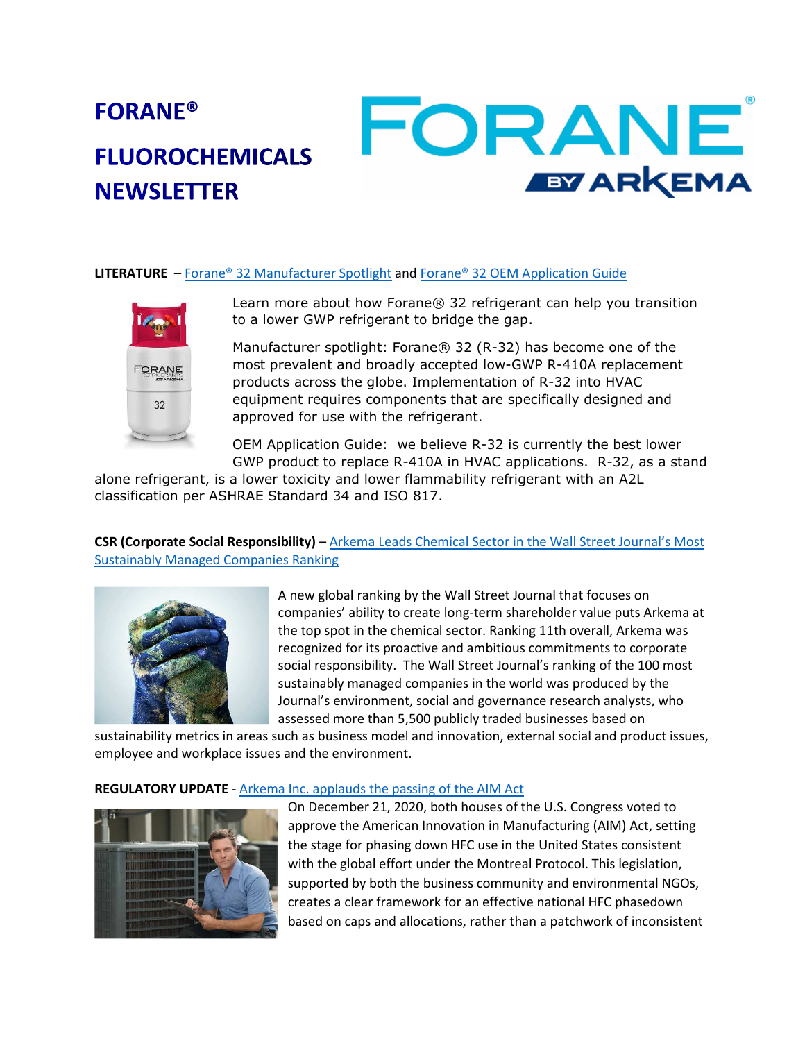# FORANE®

# FLUOROCHEMICALS NEWSLETTER

**LITERATURE** – Forane® 32 Manufacturer Spotlight and Forane® 32 OEM Application Guide

Learn more about how Forane® 32 refrigerant can help you transition to a lower GWP refrigerant to bridge the gap.

Manufacturer spotlight: Forane® 32 (R-32) has become one of the most prevalent and broadly accepted low-GWP R-410A replacement products across the globe. Implementation of R-32 into HVAC equipment requires components that are specifically designed and approved for use with the refrigerant.

OEM Application Guide: we believe R-32 is currently the best lower GWP product to replace R-410A in HVAC applications. R-32, as a stand alone refrigerant, is a lower toxicity and lower flammability refrigerant with an A2L classification per ASHRAE Standard 34 and ISO 817.

**CSR (Corporate Social Responsibility)** – Arkema Leads Chemical Sector in the Wall Street Journal's Most Sustainably Managed Companies Ranking

A new global ranking by the Wall Street Journal that focuses on companies' ability to create long-term shareholder value puts Arkema at the top spot in the chemical sector. Ranking 11th overall, Arkema was recognized for its proactive and ambitious commitments to corporate social responsibility. The Wall Street Journal's ranking of the 100 most sustainably managed companies in the world was produced by the Journal's environment, social and governance research analysts, who assessed more than 5,500 publicly traded businesses based on sustainability metrics in areas such as business model and innovation, external social and product issues, employee and workplace issues and the environment.

**REGULATORY UPDATE** - Arkema Inc. applauds the passing of the AIM Act

On December 21, 2020, both houses of the U.S. Congress voted to approve the American Innovation in Manufacturing (AIM) Act, setting the stage for phasing down HFC use in the United States consistent with the global effort under the Montreal Protocol. This legislation, supported by both the business community and environmental NGOs, creates a clear framework for an effective national HFC phasedown based on caps and allocations, rather than a patchwork of inconsistent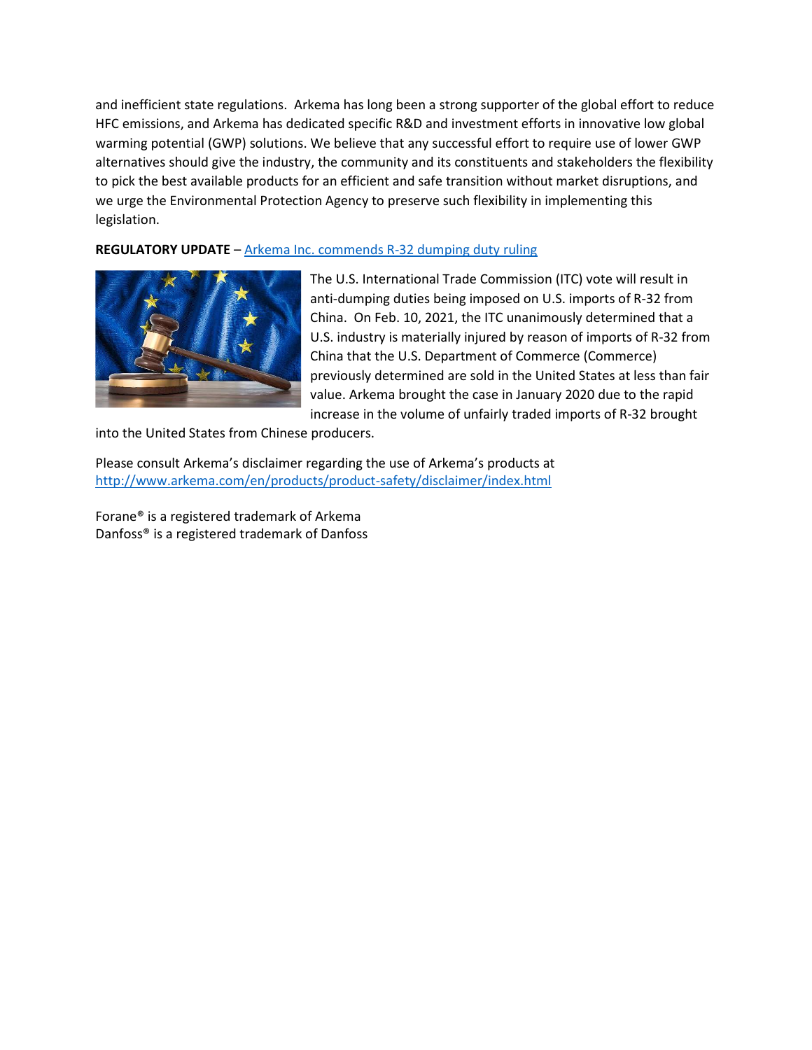and inefficient state regulations. Arkema has long been a strong supporter of the global effort to reduce HFC emissions, and Arkema has dedicated specific R&D and investment efforts in innovative low global warming potential (GWP) solutions. We believe that any successful effort to require use of lower GWP alternatives should give the industry, the community and its constituents and stakeholders the flexibility to pick the best available products for an efficient and safe transition without market disruptions, and we urge the Environmental Protection Agency to preserve such flexibility in implementing this legislation.

**REGULATORY UPDATE** – Arkema Inc. commends R-32 dumping duty ruling

The U.S. International Trade Commission (ITC) vote will result in anti-dumping duties being imposed on U.S. imports of R-32 from China. On Feb. 10, 2021, the ITC unanimously determined that a U.S. industry is materially injured by reason of imports of R-32 from China that the U.S. Department of Commerce (Commerce) previously determined are sold in the United States at less than fair value. Arkema brought the case in January 2020 due to the rapid increase in the volume of unfairly traded imports of R-32 brought into the United States from Chinese producers.

Please consult Arkema's disclaimer regarding the use of Arkema's products at http://www.arkema.com/en/products/product-safety/disclaimer/index.html

Forane® is a registered trademark of Arkema
Danfoss® is a registered trademark of Danfoss